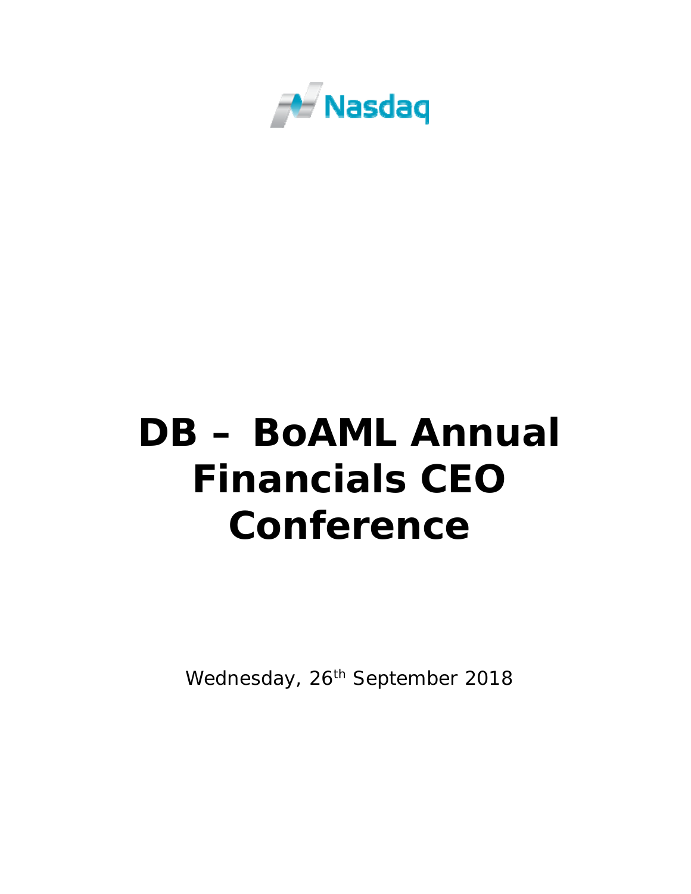Nasdaq

# DB – BoAML Annual Financials CEO Conference

Wednesday, 26th September 2018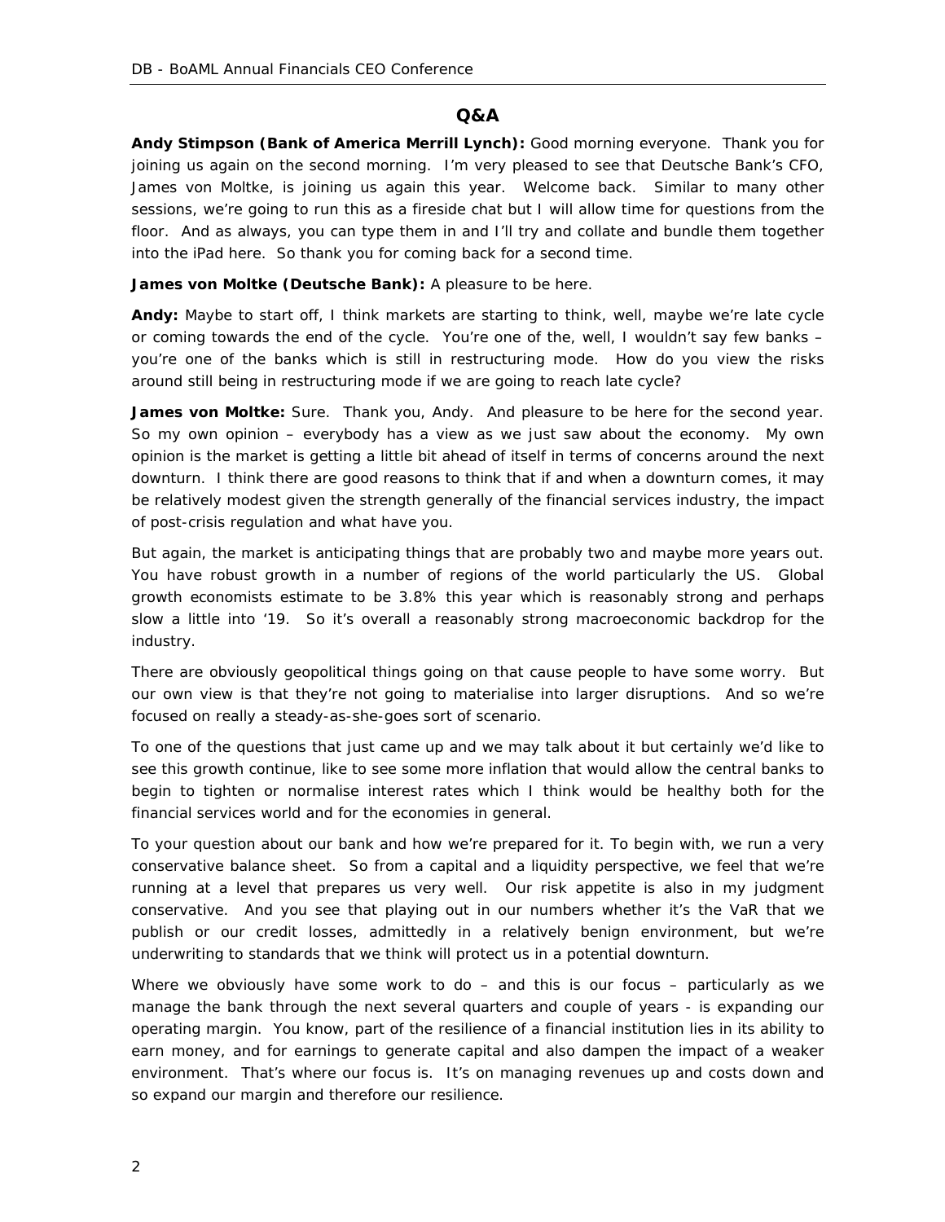## Q&A

**Andy Stimpson (Bank of America Merrill Lynch):** Good morning everyone. Thank you for joining us again on the second morning. I'm very pleased to see that Deutsche Bank's CFO, James von Moltke, is joining us again this year. Welcome back. Similar to many other sessions, we're going to run this as a fireside chat but I will allow time for questions from the floor. And as always, you can type them in and I'll try and collate and bundle them together into the iPad here. So thank you for coming back for a second time.

**James von Moltke (Deutsche Bank):** A pleasure to be here.

**Andy:** Maybe to start off, I think markets are starting to think, well, maybe we're late cycle or coming towards the end of the cycle. You're one of the, well, I wouldn't say few banks – you're one of the banks which is still in restructuring mode. How do you view the risks around still being in restructuring mode if we are going to reach late cycle?

**James von Moltke:** Sure. Thank you, Andy. And pleasure to be here for the second year. So my own opinion – everybody has a view as we just saw about the economy. My own opinion is the market is getting a little bit ahead of itself in terms of concerns around the next downturn. I think there are good reasons to think that if and when a downturn comes, it may be relatively modest given the strength generally of the financial services industry, the impact of post-crisis regulation and what have you.

But again, the market is anticipating things that are probably two and maybe more years out. You have robust growth in a number of regions of the world particularly the US. Global growth economists estimate to be 3.8% this year which is reasonably strong and perhaps slow a little into '19. So it's overall a reasonably strong macroeconomic backdrop for the industry.

There are obviously geopolitical things going on that cause people to have some worry. But our own view is that they're not going to materialise into larger disruptions. And so we're focused on really a steady-as-she-goes sort of scenario.

To one of the questions that just came up and we may talk about it but certainly we'd like to see this growth continue, like to see some more inflation that would allow the central banks to begin to tighten or normalise interest rates which I think would be healthy both for the financial services world and for the economies in general.

To your question about our bank and how we're prepared for it. To begin with, we run a very conservative balance sheet. So from a capital and a liquidity perspective, we feel that we're running at a level that prepares us very well. Our risk appetite is also in my judgment conservative. And you see that playing out in our numbers whether it's the VaR that we publish or our credit losses, admittedly in a relatively benign environment, but we're underwriting to standards that we think will protect us in a potential downturn.

Where we obviously have some work to do – and this is our focus – particularly as we manage the bank through the next several quarters and couple of years - is expanding our operating margin. You know, part of the resilience of a financial institution lies in its ability to earn money, and for earnings to generate capital and also dampen the impact of a weaker environment. That's where our focus is. It's on managing revenues up and costs down and so expand our margin and therefore our resilience.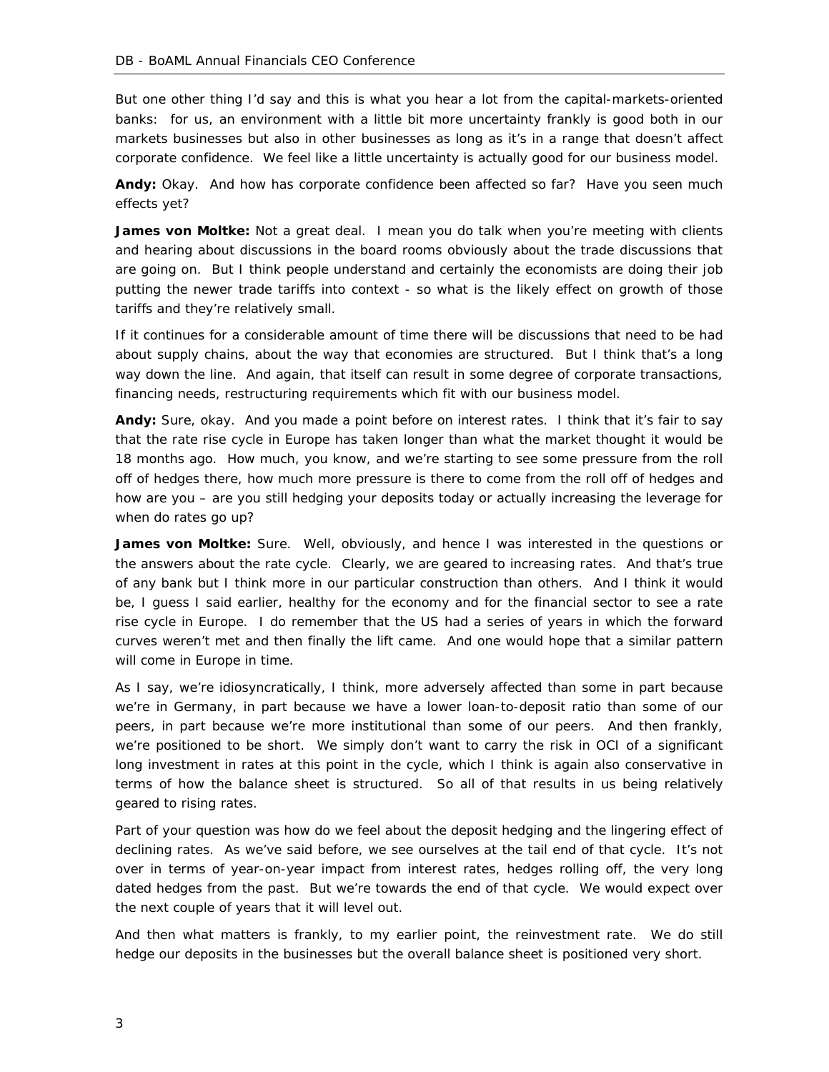But one other thing I'd say and this is what you hear a lot from the capital-markets-oriented banks: for us, an environment with a little bit more uncertainty frankly is good both in our markets businesses but also in other businesses as long as it's in a range that doesn't affect corporate confidence. We feel like a little uncertainty is actually good for our business model.

**Andy:** Okay. And how has corporate confidence been affected so far? Have you seen much effects yet?

**James von Moltke:** Not a great deal. I mean you do talk when you're meeting with clients and hearing about discussions in the board rooms obviously about the trade discussions that are going on. But I think people understand and certainly the economists are doing their job putting the newer trade tariffs into context - so what is the likely effect on growth of those tariffs and they're relatively small.

If it continues for a considerable amount of time there will be discussions that need to be had about supply chains, about the way that economies are structured. But I think that's a long way down the line. And again, that itself can result in some degree of corporate transactions, financing needs, restructuring requirements which fit with our business model.

**Andy:** Sure, okay. And you made a point before on interest rates. I think that it's fair to say that the rate rise cycle in Europe has taken longer than what the market thought it would be 18 months ago. How much, you know, and we're starting to see some pressure from the roll off of hedges there, how much more pressure is there to come from the roll off of hedges and how are you – are you still hedging your deposits today or actually increasing the leverage for when do rates go up?

**James von Moltke:** Sure. Well, obviously, and hence I was interested in the questions or the answers about the rate cycle. Clearly, we are geared to increasing rates. And that's true of any bank but I think more in our particular construction than others. And I think it would be, I guess I said earlier, healthy for the economy and for the financial sector to see a rate rise cycle in Europe. I do remember that the US had a series of years in which the forward curves weren't met and then finally the lift came. And one would hope that a similar pattern will come in Europe in time.

As I say, we're idiosyncratically, I think, more adversely affected than some in part because we're in Germany, in part because we have a lower loan-to-deposit ratio than some of our peers, in part because we're more institutional than some of our peers. And then frankly, we're positioned to be short. We simply don't want to carry the risk in OCI of a significant long investment in rates at this point in the cycle, which I think is again also conservative in terms of how the balance sheet is structured. So all of that results in us being relatively geared to rising rates.

Part of your question was how do we feel about the deposit hedging and the lingering effect of declining rates. As we've said before, we see ourselves at the tail end of that cycle. It's not over in terms of year-on-year impact from interest rates, hedges rolling off, the very long dated hedges from the past. But we're towards the end of that cycle. We would expect over the next couple of years that it will level out.

And then what matters is frankly, to my earlier point, the reinvestment rate. We do still hedge our deposits in the businesses but the overall balance sheet is positioned very short.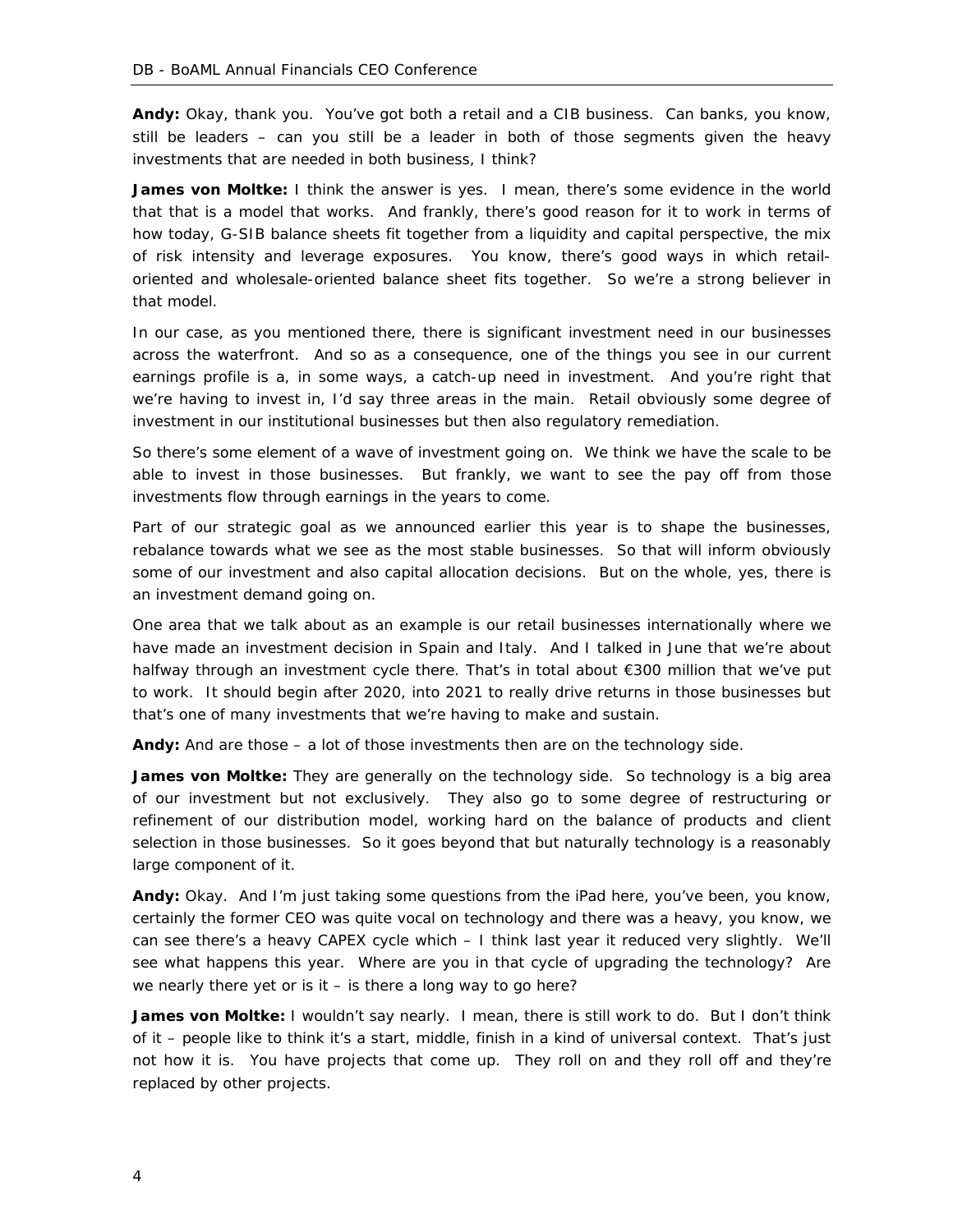**Andy:** Okay, thank you. You've got both a retail and a CIB business. Can banks, you know, still be leaders – can you still be a leader in both of those segments given the heavy investments that are needed in both business, I think?

**James von Moltke:** I think the answer is yes. I mean, there's some evidence in the world that that is a model that works. And frankly, there's good reason for it to work in terms of how today, G-SIB balance sheets fit together from a liquidity and capital perspective, the mix of risk intensity and leverage exposures. You know, there's good ways in which retail-oriented and wholesale-oriented balance sheet fits together. So we're a strong believer in that model.

In our case, as you mentioned there, there is significant investment need in our businesses across the waterfront. And so as a consequence, one of the things you see in our current earnings profile is a, in some ways, a catch-up need in investment. And you're right that we're having to invest in, I'd say three areas in the main. Retail obviously some degree of investment in our institutional businesses but then also regulatory remediation.

So there's some element of a wave of investment going on. We think we have the scale to be able to invest in those businesses. But frankly, we want to see the pay off from those investments flow through earnings in the years to come.

Part of our strategic goal as we announced earlier this year is to shape the businesses, rebalance towards what we see as the most stable businesses. So that will inform obviously some of our investment and also capital allocation decisions. But on the whole, yes, there is an investment demand going on.

One area that we talk about as an example is our retail businesses internationally where we have made an investment decision in Spain and Italy. And I talked in June that we're about halfway through an investment cycle there. That's in total about €300 million that we've put to work. It should begin after 2020, into 2021 to really drive returns in those businesses but that's one of many investments that we're having to make and sustain.

**Andy:** And are those – a lot of those investments then are on the technology side.

**James von Moltke:** They are generally on the technology side. So technology is a big area of our investment but not exclusively. They also go to some degree of restructuring or refinement of our distribution model, working hard on the balance of products and client selection in those businesses. So it goes beyond that but naturally technology is a reasonably large component of it.

**Andy:** Okay. And I'm just taking some questions from the iPad here, you've been, you know, certainly the former CEO was quite vocal on technology and there was a heavy, you know, we can see there's a heavy CAPEX cycle which – I think last year it reduced very slightly. We'll see what happens this year. Where are you in that cycle of upgrading the technology? Are we nearly there yet or is it – is there a long way to go here?

**James von Moltke:** I wouldn't say nearly. I mean, there is still work to do. But I don't think of it – people like to think it's a start, middle, finish in a kind of universal context. That's just not how it is. You have projects that come up. They roll on and they roll off and they're replaced by other projects.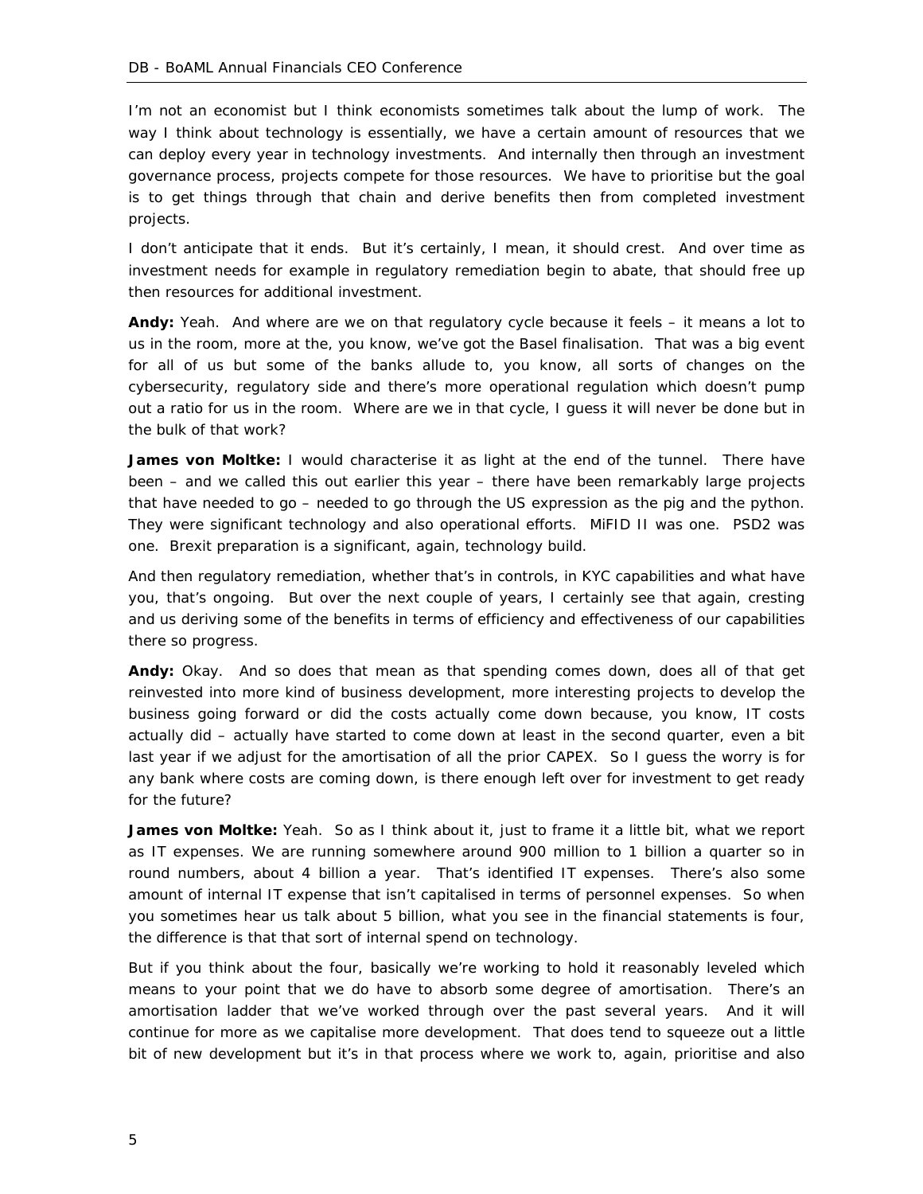I'm not an economist but I think economists sometimes talk about the lump of work. The way I think about technology is essentially, we have a certain amount of resources that we can deploy every year in technology investments. And internally then through an investment governance process, projects compete for those resources. We have to prioritise but the goal is to get things through that chain and derive benefits then from completed investment projects.

I don't anticipate that it ends. But it's certainly, I mean, it should crest. And over time as investment needs for example in regulatory remediation begin to abate, that should free up then resources for additional investment.

**Andy:** Yeah. And where are we on that regulatory cycle because it feels – it means a lot to us in the room, more at the, you know, we've got the Basel finalisation. That was a big event for all of us but some of the banks allude to, you know, all sorts of changes on the cybersecurity, regulatory side and there's more operational regulation which doesn't pump out a ratio for us in the room. Where are we in that cycle, I guess it will never be done but in the bulk of that work?

**James von Moltke:** I would characterise it as light at the end of the tunnel. There have been – and we called this out earlier this year – there have been remarkably large projects that have needed to go – needed to go through the US expression as the pig and the python. They were significant technology and also operational efforts. MiFID II was one. PSD2 was one. Brexit preparation is a significant, again, technology build.

And then regulatory remediation, whether that's in controls, in KYC capabilities and what have you, that's ongoing. But over the next couple of years, I certainly see that again, cresting and us deriving some of the benefits in terms of efficiency and effectiveness of our capabilities there so progress.

**Andy:** Okay. And so does that mean as that spending comes down, does all of that get reinvested into more kind of business development, more interesting projects to develop the business going forward or did the costs actually come down because, you know, IT costs actually did – actually have started to come down at least in the second quarter, even a bit last year if we adjust for the amortisation of all the prior CAPEX. So I guess the worry is for any bank where costs are coming down, is there enough left over for investment to get ready for the future?

**James von Moltke:** Yeah. So as I think about it, just to frame it a little bit, what we report as IT expenses. We are running somewhere around 900 million to 1 billion a quarter so in round numbers, about 4 billion a year. That's identified IT expenses. There's also some amount of internal IT expense that isn't capitalised in terms of personnel expenses. So when you sometimes hear us talk about 5 billion, what you see in the financial statements is four, the difference is that that sort of internal spend on technology.

But if you think about the four, basically we're working to hold it reasonably leveled which means to your point that we do have to absorb some degree of amortisation. There's an amortisation ladder that we've worked through over the past several years. And it will continue for more as we capitalise more development. That does tend to squeeze out a little bit of new development but it's in that process where we work to, again, prioritise and also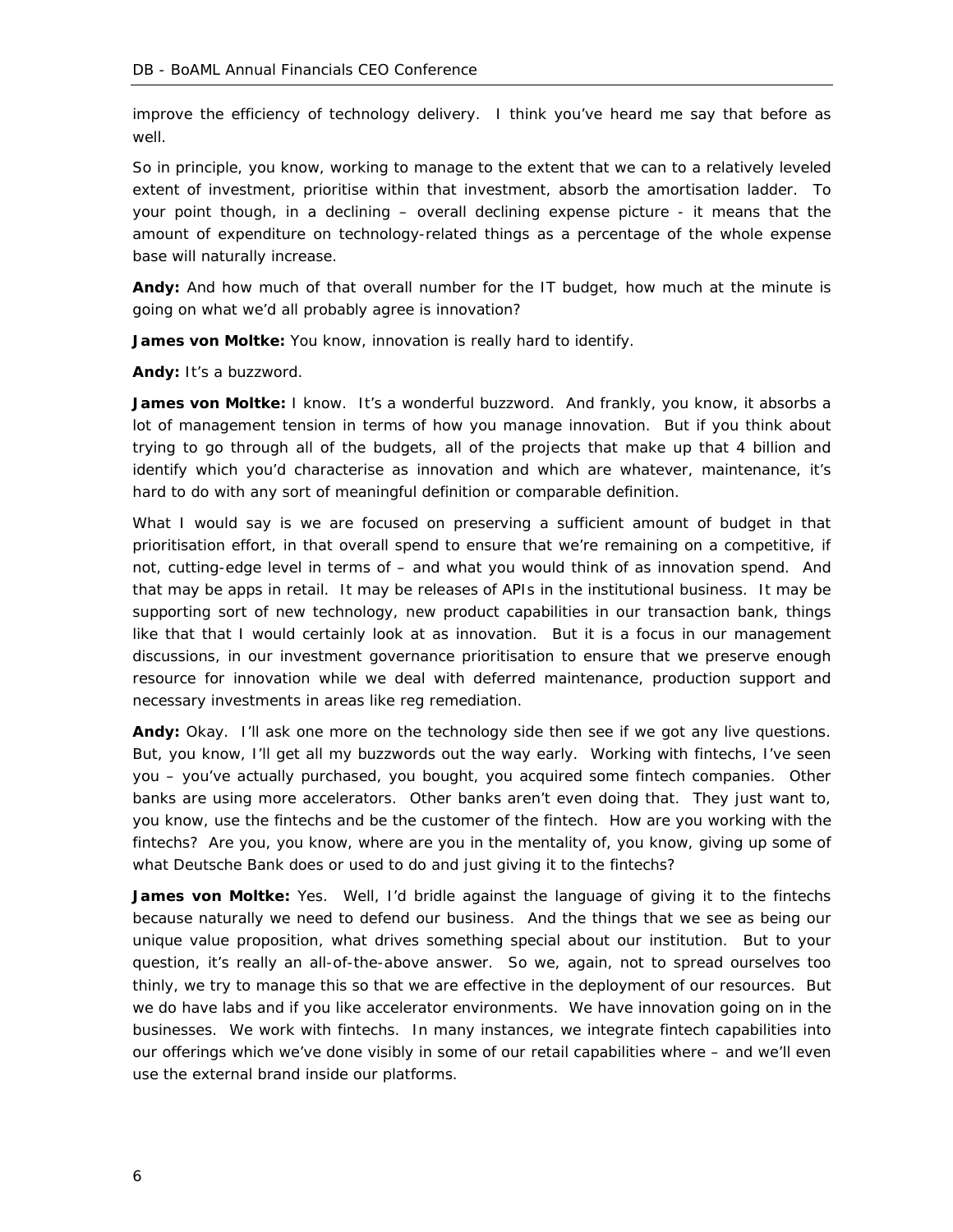improve the efficiency of technology delivery. I think you've heard me say that before as well.

So in principle, you know, working to manage to the extent that we can to a relatively leveled extent of investment, prioritise within that investment, absorb the amortisation ladder. To your point though, in a declining – overall declining expense picture - it means that the amount of expenditure on technology-related things as a percentage of the whole expense base will naturally increase.

**Andy:** And how much of that overall number for the IT budget, how much at the minute is going on what we'd all probably agree is innovation?

**James von Moltke:** You know, innovation is really hard to identify.

**Andy:** It's a buzzword.

**James von Moltke:** I know. It's a wonderful buzzword. And frankly, you know, it absorbs a lot of management tension in terms of how you manage innovation. But if you think about trying to go through all of the budgets, all of the projects that make up that 4 billion and identify which you'd characterise as innovation and which are whatever, maintenance, it's hard to do with any sort of meaningful definition or comparable definition.

What I would say is we are focused on preserving a sufficient amount of budget in that prioritisation effort, in that overall spend to ensure that we're remaining on a competitive, if not, cutting-edge level in terms of – and what you would think of as innovation spend. And that may be apps in retail. It may be releases of APIs in the institutional business. It may be supporting sort of new technology, new product capabilities in our transaction bank, things like that that I would certainly look at as innovation. But it is a focus in our management discussions, in our investment governance prioritisation to ensure that we preserve enough resource for innovation while we deal with deferred maintenance, production support and necessary investments in areas like reg remediation.

**Andy:** Okay. I'll ask one more on the technology side then see if we got any live questions. But, you know, I'll get all my buzzwords out the way early. Working with fintechs, I've seen you – you've actually purchased, you bought, you acquired some fintech companies. Other banks are using more accelerators. Other banks aren't even doing that. They just want to, you know, use the fintechs and be the customer of the fintech. How are you working with the fintechs? Are you, you know, where are you in the mentality of, you know, giving up some of what Deutsche Bank does or used to do and just giving it to the fintechs?

**James von Moltke:** Yes. Well, I'd bridle against the language of giving it to the fintechs because naturally we need to defend our business. And the things that we see as being our unique value proposition, what drives something special about our institution. But to your question, it's really an all-of-the-above answer. So we, again, not to spread ourselves too thinly, we try to manage this so that we are effective in the deployment of our resources. But we do have labs and if you like accelerator environments. We have innovation going on in the businesses. We work with fintechs. In many instances, we integrate fintech capabilities into our offerings which we've done visibly in some of our retail capabilities where – and we'll even use the external brand inside our platforms.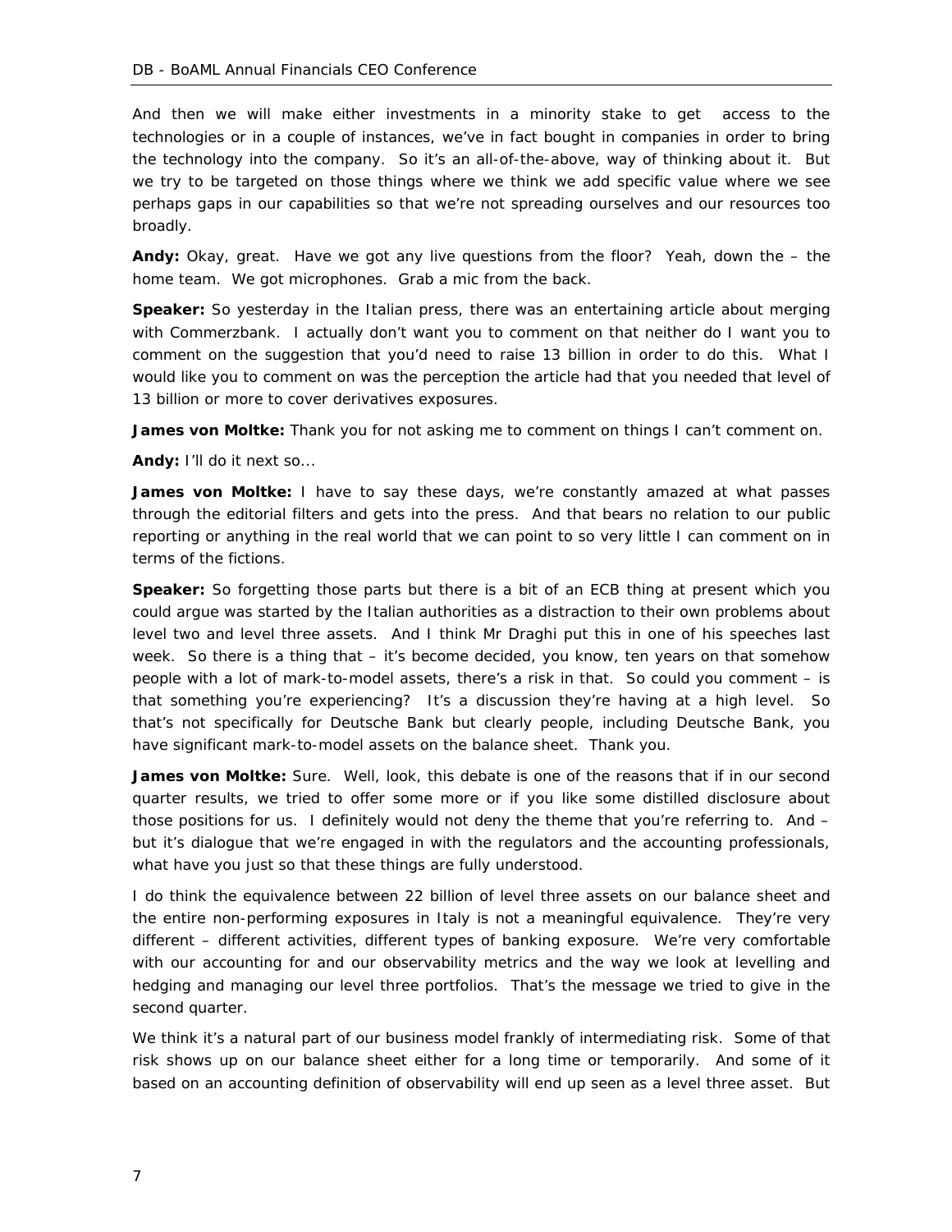And then we will make either investments in a minority stake to get access to the technologies or in a couple of instances, we've in fact bought in companies in order to bring the technology into the company. So it's an all-of-the-above, way of thinking about it. But we try to be targeted on those things where we think we add specific value where we see perhaps gaps in our capabilities so that we're not spreading ourselves and our resources too broadly.

**Andy:** Okay, great. Have we got any live questions from the floor? Yeah, down the – the home team. We got microphones. Grab a mic from the back.

**Speaker:** So yesterday in the Italian press, there was an entertaining article about merging with Commerzbank. I actually don't want you to comment on that neither do I want you to comment on the suggestion that you'd need to raise 13 billion in order to do this. What I would like you to comment on was the perception the article had that you needed that level of 13 billion or more to cover derivatives exposures.

**James von Moltke:** Thank you for not asking me to comment on things I can't comment on.

**Andy:** I'll do it next so...

**James von Moltke:** I have to say these days, we're constantly amazed at what passes through the editorial filters and gets into the press. And that bears no relation to our public reporting or anything in the real world that we can point to so very little I can comment on in terms of the fictions.

**Speaker:** So forgetting those parts but there is a bit of an ECB thing at present which you could argue was started by the Italian authorities as a distraction to their own problems about level two and level three assets. And I think Mr Draghi put this in one of his speeches last week. So there is a thing that – it's become decided, you know, ten years on that somehow people with a lot of mark-to-model assets, there's a risk in that. So could you comment – is that something you're experiencing? It's a discussion they're having at a high level. So that's not specifically for Deutsche Bank but clearly people, including Deutsche Bank, you have significant mark-to-model assets on the balance sheet. Thank you.

**James von Moltke:** Sure. Well, look, this debate is one of the reasons that if in our second quarter results, we tried to offer some more or if you like some distilled disclosure about those positions for us. I definitely would not deny the theme that you're referring to. And – but it's dialogue that we're engaged in with the regulators and the accounting professionals, what have you just so that these things are fully understood.

I do think the equivalence between 22 billion of level three assets on our balance sheet and the entire non-performing exposures in Italy is not a meaningful equivalence. They're very different – different activities, different types of banking exposure. We're very comfortable with our accounting for and our observability metrics and the way we look at levelling and hedging and managing our level three portfolios. That's the message we tried to give in the second quarter.

We think it's a natural part of our business model frankly of intermediating risk. Some of that risk shows up on our balance sheet either for a long time or temporarily. And some of it based on an accounting definition of observability will end up seen as a level three asset. But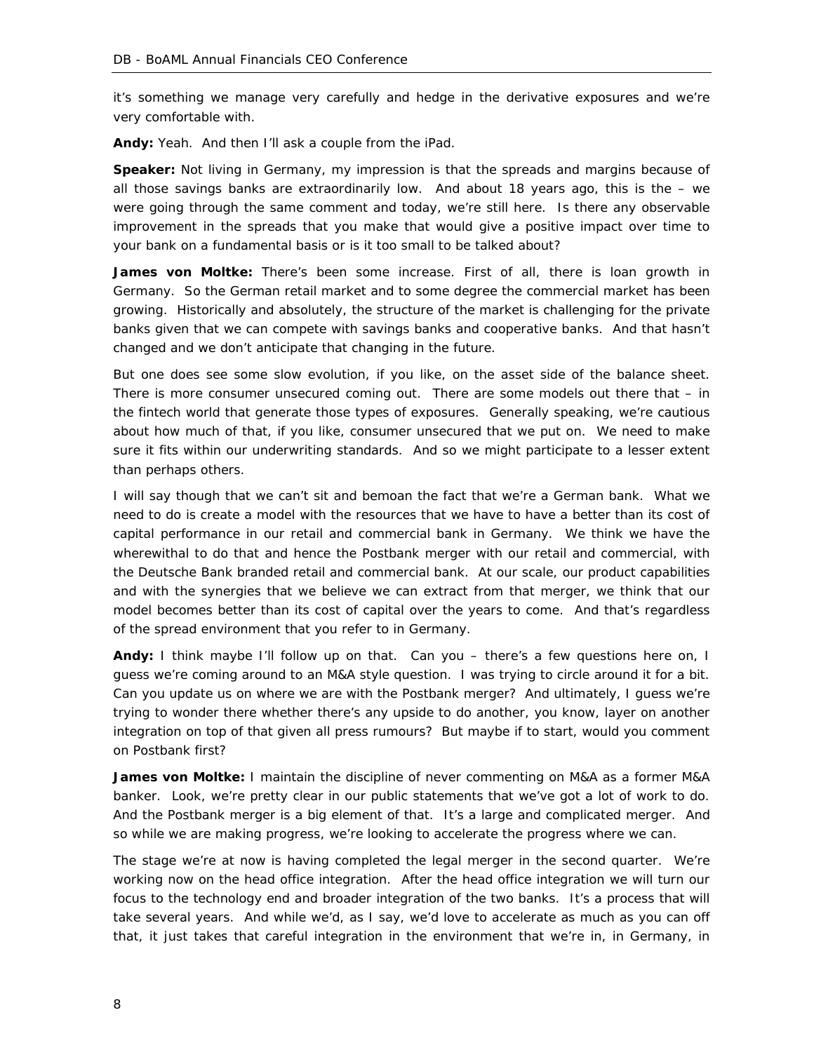it's something we manage very carefully and hedge in the derivative exposures and we're very comfortable with.

**Andy:** Yeah. And then I'll ask a couple from the iPad.

**Speaker:** Not living in Germany, my impression is that the spreads and margins because of all those savings banks are extraordinarily low. And about 18 years ago, this is the – we were going through the same comment and today, we're still here. Is there any observable improvement in the spreads that you make that would give a positive impact over time to your bank on a fundamental basis or is it too small to be talked about?

**James von Moltke:** There's been some increase. First of all, there is loan growth in Germany. So the German retail market and to some degree the commercial market has been growing. Historically and absolutely, the structure of the market is challenging for the private banks given that we can compete with savings banks and cooperative banks. And that hasn't changed and we don't anticipate that changing in the future.

But one does see some slow evolution, if you like, on the asset side of the balance sheet. There is more consumer unsecured coming out. There are some models out there that – in the fintech world that generate those types of exposures. Generally speaking, we're cautious about how much of that, if you like, consumer unsecured that we put on. We need to make sure it fits within our underwriting standards. And so we might participate to a lesser extent than perhaps others.

I will say though that we can't sit and bemoan the fact that we're a German bank. What we need to do is create a model with the resources that we have to have a better than its cost of capital performance in our retail and commercial bank in Germany. We think we have the wherewithal to do that and hence the Postbank merger with our retail and commercial, with the Deutsche Bank branded retail and commercial bank. At our scale, our product capabilities and with the synergies that we believe we can extract from that merger, we think that our model becomes better than its cost of capital over the years to come. And that's regardless of the spread environment that you refer to in Germany.

**Andy:** I think maybe I'll follow up on that. Can you – there's a few questions here on, I guess we're coming around to an M&A style question. I was trying to circle around it for a bit. Can you update us on where we are with the Postbank merger? And ultimately, I guess we're trying to wonder there whether there's any upside to do another, you know, layer on another integration on top of that given all press rumours? But maybe if to start, would you comment on Postbank first?

**James von Moltke:** I maintain the discipline of never commenting on M&A as a former M&A banker. Look, we're pretty clear in our public statements that we've got a lot of work to do. And the Postbank merger is a big element of that. It's a large and complicated merger. And so while we are making progress, we're looking to accelerate the progress where we can.

The stage we're at now is having completed the legal merger in the second quarter. We're working now on the head office integration. After the head office integration we will turn our focus to the technology end and broader integration of the two banks. It's a process that will take several years. And while we'd, as I say, we'd love to accelerate as much as you can off that, it just takes that careful integration in the environment that we're in, in Germany, in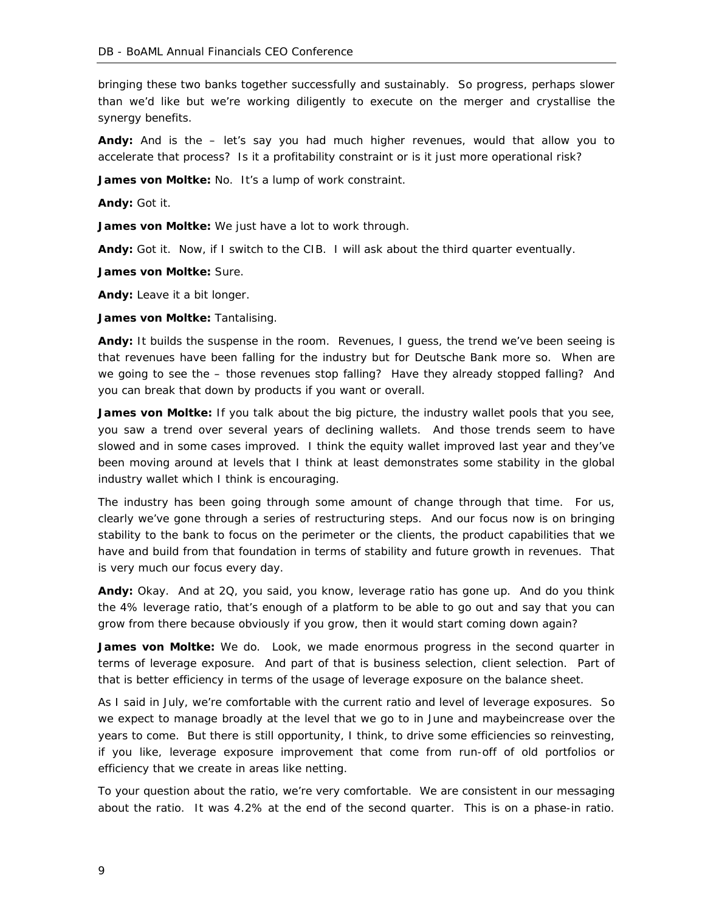bringing these two banks together successfully and sustainably. So progress, perhaps slower than we'd like but we're working diligently to execute on the merger and crystallise the synergy benefits.

**Andy:** And is the – let's say you had much higher revenues, would that allow you to accelerate that process? Is it a profitability constraint or is it just more operational risk?

**James von Moltke:** No. It's a lump of work constraint.

**Andy:** Got it.

**James von Moltke:** We just have a lot to work through.

**Andy:** Got it. Now, if I switch to the CIB. I will ask about the third quarter eventually.

**James von Moltke:** Sure.

**Andy:** Leave it a bit longer.

**James von Moltke:** Tantalising.

**Andy:** It builds the suspense in the room. Revenues, I guess, the trend we've been seeing is that revenues have been falling for the industry but for Deutsche Bank more so. When are we going to see the – those revenues stop falling? Have they already stopped falling? And you can break that down by products if you want or overall.

**James von Moltke:** If you talk about the big picture, the industry wallet pools that you see, you saw a trend over several years of declining wallets. And those trends seem to have slowed and in some cases improved. I think the equity wallet improved last year and they've been moving around at levels that I think at least demonstrates some stability in the global industry wallet which I think is encouraging.

The industry has been going through some amount of change through that time. For us, clearly we've gone through a series of restructuring steps. And our focus now is on bringing stability to the bank to focus on the perimeter or the clients, the product capabilities that we have and build from that foundation in terms of stability and future growth in revenues. That is very much our focus every day.

**Andy:** Okay. And at 2Q, you said, you know, leverage ratio has gone up. And do you think the 4% leverage ratio, that's enough of a platform to be able to go out and say that you can grow from there because obviously if you grow, then it would start coming down again?

**James von Moltke:** We do. Look, we made enormous progress in the second quarter in terms of leverage exposure. And part of that is business selection, client selection. Part of that is better efficiency in terms of the usage of leverage exposure on the balance sheet.

As I said in July, we're comfortable with the current ratio and level of leverage exposures. So we expect to manage broadly at the level that we go to in June and maybeincrease over the years to come. But there is still opportunity, I think, to drive some efficiencies so reinvesting, if you like, leverage exposure improvement that come from run-off of old portfolios or efficiency that we create in areas like netting.

To your question about the ratio, we're very comfortable. We are consistent in our messaging about the ratio. It was 4.2% at the end of the second quarter. This is on a phase-in ratio.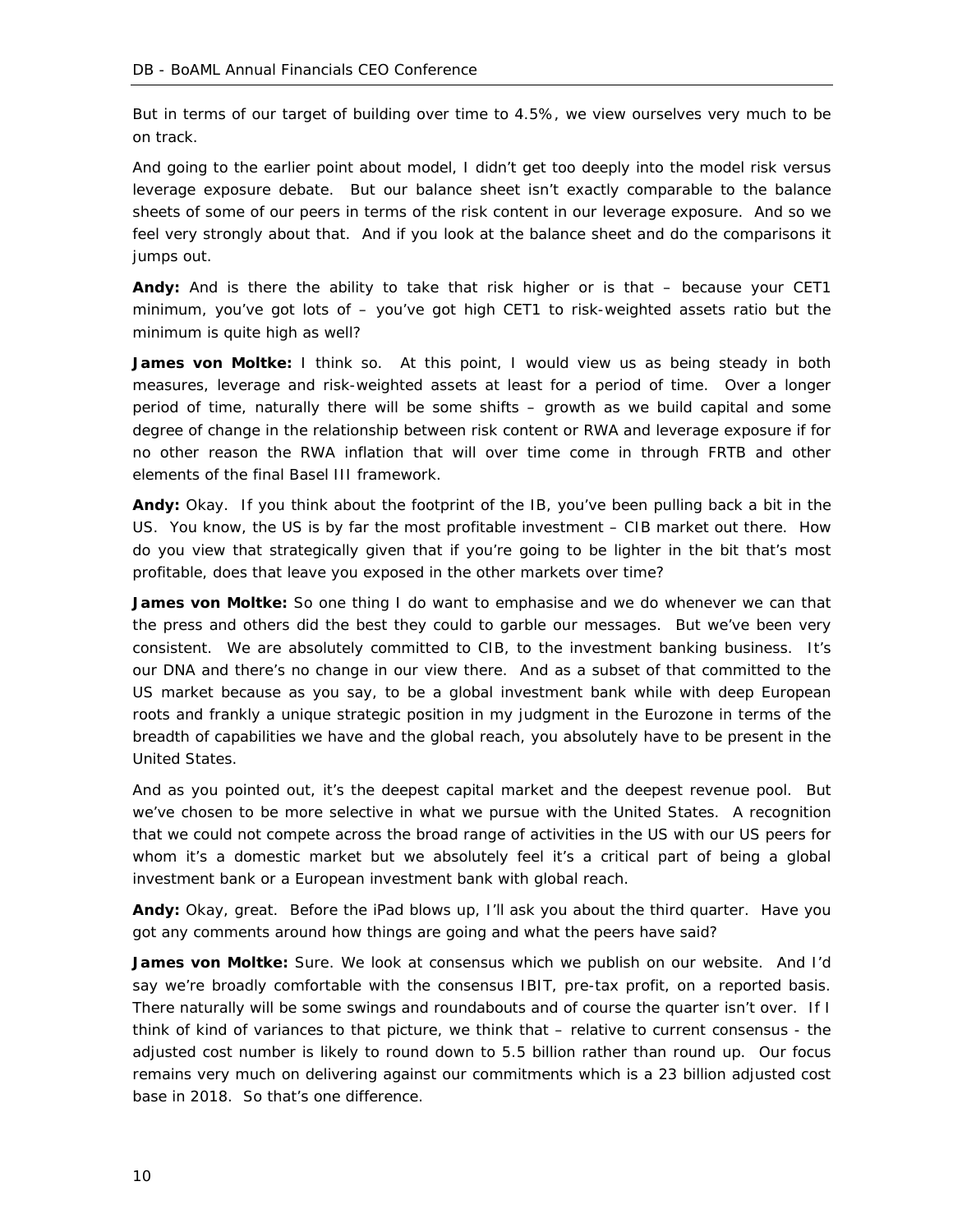But in terms of our target of building over time to 4.5%, we view ourselves very much to be on track.

And going to the earlier point about model, I didn't get too deeply into the model risk versus leverage exposure debate. But our balance sheet isn't exactly comparable to the balance sheets of some of our peers in terms of the risk content in our leverage exposure. And so we feel very strongly about that. And if you look at the balance sheet and do the comparisons it jumps out.

**Andy:** And is there the ability to take that risk higher or is that – because your CET1 minimum, you've got lots of – you've got high CET1 to risk-weighted assets ratio but the minimum is quite high as well?

**James von Moltke:** I think so. At this point, I would view us as being steady in both measures, leverage and risk-weighted assets at least for a period of time. Over a longer period of time, naturally there will be some shifts – growth as we build capital and some degree of change in the relationship between risk content or RWA and leverage exposure if for no other reason the RWA inflation that will over time come in through FRTB and other elements of the final Basel III framework.

**Andy:** Okay. If you think about the footprint of the IB, you've been pulling back a bit in the US. You know, the US is by far the most profitable investment – CIB market out there. How do you view that strategically given that if you're going to be lighter in the bit that's most profitable, does that leave you exposed in the other markets over time?

**James von Moltke:** So one thing I do want to emphasise and we do whenever we can that the press and others did the best they could to garble our messages. But we've been very consistent. We are absolutely committed to CIB, to the investment banking business. It's our DNA and there's no change in our view there. And as a subset of that committed to the US market because as you say, to be a global investment bank while with deep European roots and frankly a unique strategic position in my judgment in the Eurozone in terms of the breadth of capabilities we have and the global reach, you absolutely have to be present in the United States.

And as you pointed out, it's the deepest capital market and the deepest revenue pool. But we've chosen to be more selective in what we pursue with the United States. A recognition that we could not compete across the broad range of activities in the US with our US peers for whom it's a domestic market but we absolutely feel it's a critical part of being a global investment bank or a European investment bank with global reach.

**Andy:** Okay, great. Before the iPad blows up, I'll ask you about the third quarter. Have you got any comments around how things are going and what the peers have said?

**James von Moltke:** Sure. We look at consensus which we publish on our website. And I'd say we're broadly comfortable with the consensus IBIT, pre-tax profit, on a reported basis. There naturally will be some swings and roundabouts and of course the quarter isn't over. If I think of kind of variances to that picture, we think that – relative to current consensus - the adjusted cost number is likely to round down to 5.5 billion rather than round up. Our focus remains very much on delivering against our commitments which is a 23 billion adjusted cost base in 2018. So that's one difference.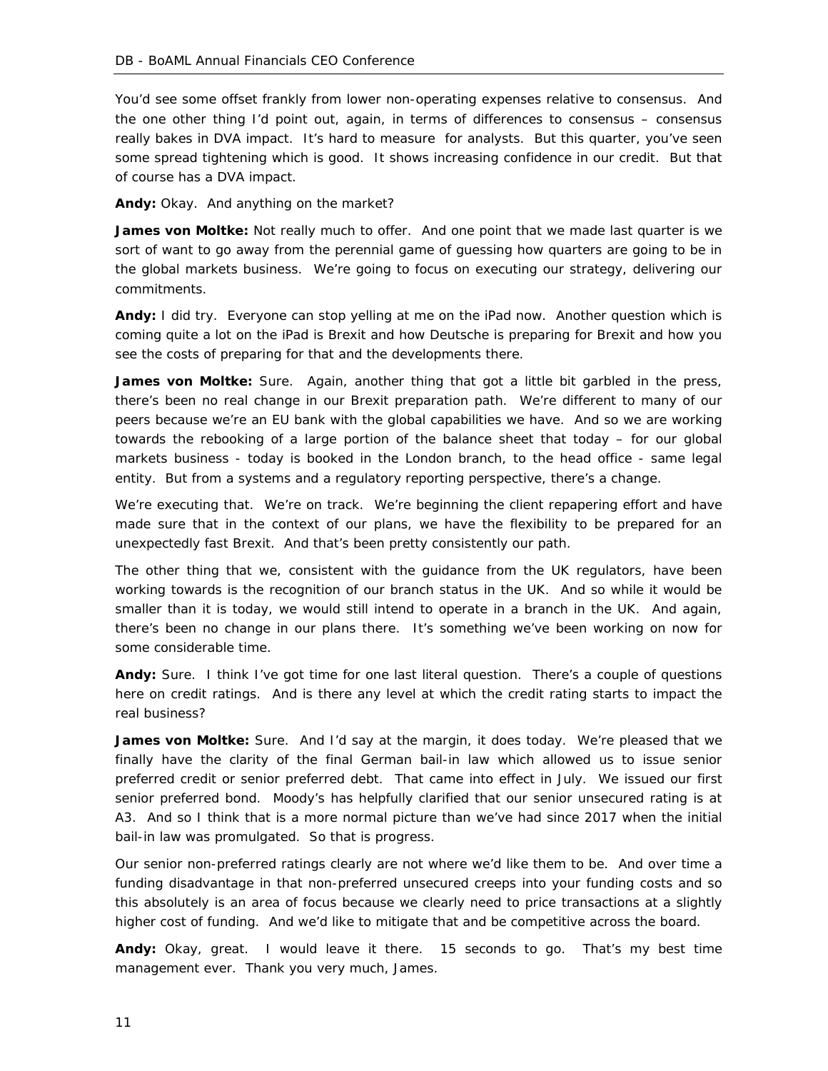You'd see some offset frankly from lower non-operating expenses relative to consensus. And the one other thing I'd point out, again, in terms of differences to consensus – consensus really bakes in DVA impact. It's hard to measure for analysts. But this quarter, you've seen some spread tightening which is good. It shows increasing confidence in our credit. But that of course has a DVA impact.

**Andy:** Okay. And anything on the market?

**James von Moltke:** Not really much to offer. And one point that we made last quarter is we sort of want to go away from the perennial game of guessing how quarters are going to be in the global markets business. We're going to focus on executing our strategy, delivering our commitments.

**Andy:** I did try. Everyone can stop yelling at me on the iPad now. Another question which is coming quite a lot on the iPad is Brexit and how Deutsche is preparing for Brexit and how you see the costs of preparing for that and the developments there.

**James von Moltke:** Sure. Again, another thing that got a little bit garbled in the press, there's been no real change in our Brexit preparation path. We're different to many of our peers because we're an EU bank with the global capabilities we have. And so we are working towards the rebooking of a large portion of the balance sheet that today – for our global markets business - today is booked in the London branch, to the head office - same legal entity. But from a systems and a regulatory reporting perspective, there's a change.

We're executing that. We're on track. We're beginning the client repapering effort and have made sure that in the context of our plans, we have the flexibility to be prepared for an unexpectedly fast Brexit. And that's been pretty consistently our path.

The other thing that we, consistent with the guidance from the UK regulators, have been working towards is the recognition of our branch status in the UK. And so while it would be smaller than it is today, we would still intend to operate in a branch in the UK. And again, there's been no change in our plans there. It's something we've been working on now for some considerable time.

**Andy:** Sure. I think I've got time for one last literal question. There's a couple of questions here on credit ratings. And is there any level at which the credit rating starts to impact the real business?

**James von Moltke:** Sure. And I'd say at the margin, it does today. We're pleased that we finally have the clarity of the final German bail-in law which allowed us to issue senior preferred credit or senior preferred debt. That came into effect in July. We issued our first senior preferred bond. Moody's has helpfully clarified that our senior unsecured rating is at A3. And so I think that is a more normal picture than we've had since 2017 when the initial bail-in law was promulgated. So that is progress.

Our senior non-preferred ratings clearly are not where we'd like them to be. And over time a funding disadvantage in that non-preferred unsecured creeps into your funding costs and so this absolutely is an area of focus because we clearly need to price transactions at a slightly higher cost of funding. And we'd like to mitigate that and be competitive across the board.

**Andy:** Okay, great. I would leave it there. 15 seconds to go. That's my best time management ever. Thank you very much, James.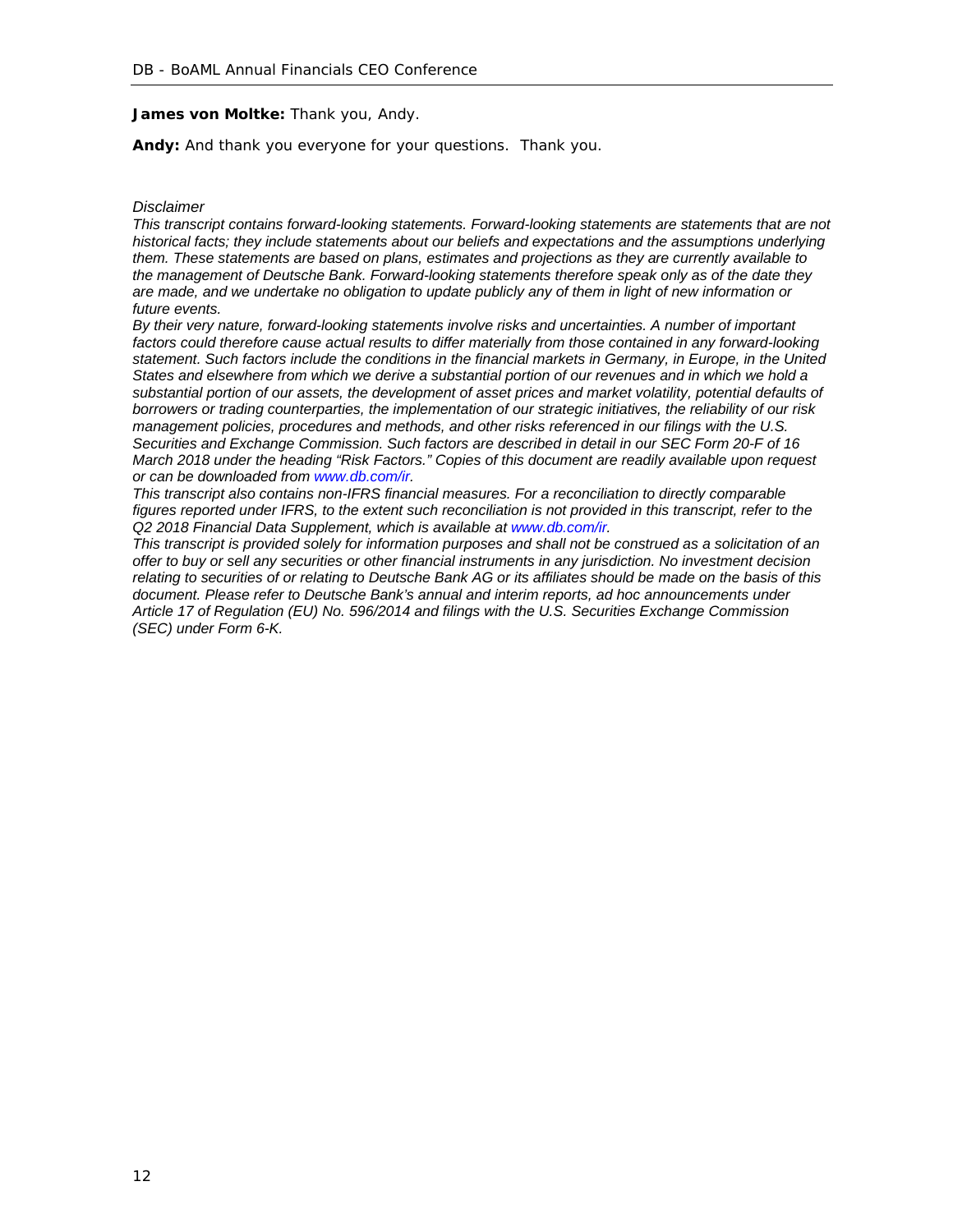**James von Moltke:** Thank you, Andy.

**Andy:** And thank you everyone for your questions. Thank you.

*Disclaimer*

*This transcript contains forward-looking statements. Forward-looking statements are statements that are not historical facts; they include statements about our beliefs and expectations and the assumptions underlying them. These statements are based on plans, estimates and projections as they are currently available to the management of Deutsche Bank. Forward-looking statements therefore speak only as of the date they are made, and we undertake no obligation to update publicly any of them in light of new information or future events.*

*By their very nature, forward-looking statements involve risks and uncertainties. A number of important factors could therefore cause actual results to differ materially from those contained in any forward-looking statement. Such factors include the conditions in the financial markets in Germany, in Europe, in the United States and elsewhere from which we derive a substantial portion of our revenues and in which we hold a substantial portion of our assets, the development of asset prices and market volatility, potential defaults of borrowers or trading counterparties, the implementation of our strategic initiatives, the reliability of our risk management policies, procedures and methods, and other risks referenced in our filings with the U.S. Securities and Exchange Commission. Such factors are described in detail in our SEC Form 20-F of 16 March 2018 under the heading "Risk Factors." Copies of this document are readily available upon request or can be downloaded from www.db.com/ir.*

*This transcript also contains non-IFRS financial measures. For a reconciliation to directly comparable figures reported under IFRS, to the extent such reconciliation is not provided in this transcript, refer to the Q2 2018 Financial Data Supplement, which is available at www.db.com/ir.*

*This transcript is provided solely for information purposes and shall not be construed as a solicitation of an offer to buy or sell any securities or other financial instruments in any jurisdiction. No investment decision relating to securities of or relating to Deutsche Bank AG or its affiliates should be made on the basis of this document. Please refer to Deutsche Bank's annual and interim reports, ad hoc announcements under Article 17 of Regulation (EU) No. 596/2014 and filings with the U.S. Securities Exchange Commission (SEC) under Form 6-K.*